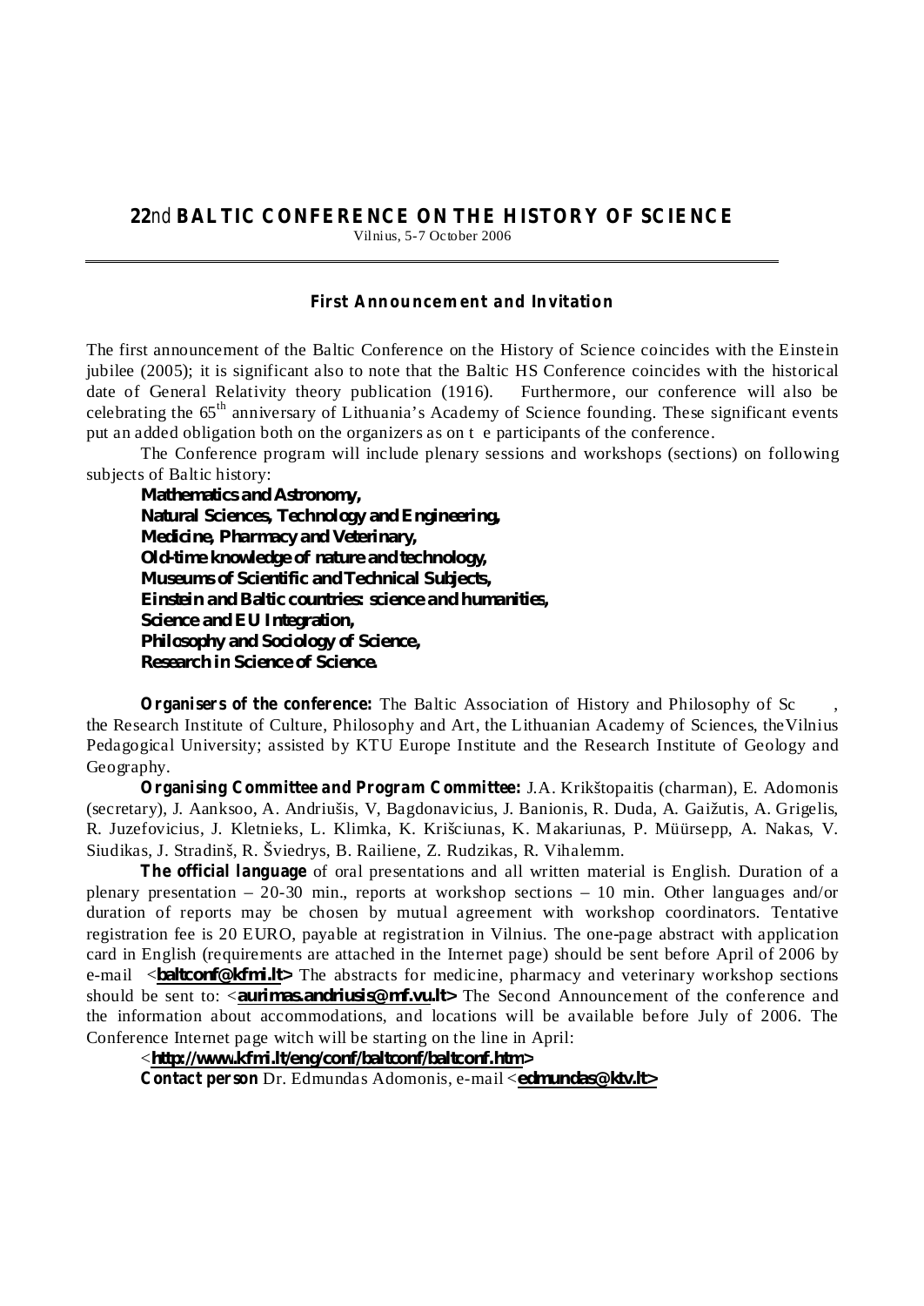# 22nd BALTIC CONFERENCE ON THE HISTORY OF SCIENCE

Vilnius, 5-7 October 2006

---

**First Announcement and Invitation**

The first announcement of the Baltic Conference on the History of Science coincides with the Einstein jubilee (2005); it is significant also to note that the Baltic HS Conference coincides with the historical date of General Relativity theory publication (1916). Furthermore, our conference will also be celebrating the 65th anniversary of Lithuania's Academy of Science founding. These significant events put an added obligation both on the organizers as on t e participants of the conference.

The Conference program will include plenary sessions and workshops (sections) on following subjects of Baltic history:

**Mathematics and Astronomy,**
**Natural Sciences, Technology and Engineering,**
**Medicine, Pharmacy and Veterinary,**
**Old-time knowledge of nature and technology,**
**Museums of Scientific and Technical Subjects,**
**Einstein and Baltic countries: science and humanities,**
**Science and EU Integration,**
**Philosophy and Sociology of Science,**
**Research in Science of Science.**

**Organisers of the conference:** The Baltic Association of History and Philosophy of Sc , the Research Institute of Culture, Philosophy and Art, the Lithuanian Academy of Sciences, theVilnius Pedagogical University; assisted by KTU Europe Institute and the Research Institute of Geology and Geography.

**Organising Committee and Program Committee:** J.A. Krikštopaitis (charman), E. Adomonis (secretary), J. Aanksoo, A. Andriušis, V, Bagdonavicius, J. Banionis, R. Duda, A. Gaižutis, A. Grigelis, R. Juzefovicius, J. Kletnieks, L. Klimka, K. Kršciunas, K. Makariunas, P. Müürsepp, A. Nakas, V. Siudikas, J. Stradinš, R. Šviedrys, B. Railiene, Z. Rudzikas, R. Vihalemm.

**The official language** of oral presentations and all written material is English. Duration of a plenary presentation – 20-30 min., reports at workshop sections – 10 min. Other languages and/or duration of reports may be chosen by mutual agreement with workshop coordinators. Tentative registration fee is 20 EURO, payable at registration in Vilnius. The one-page abstract with application card in English (requirements are attached in the Internet page) should be sent before April of 2006 by e-mail <**baltconf@kfmi.lt**> The abstracts for medicine, pharmacy and veterinary workshop sections should be sent to: <**aurimas.andriusis@mf.vu.lt**> The Second Announcement of the conference and the information about accommodations, and locations will be available before July of 2006. The Conference Internet page witch will be starting on the line in April:

<**http://www.kfmi.lt/eng/conf/baltconf/baltconf.htm**>

**Contact person** Dr. Edmundas Adomonis, e-mail <**edmundas@ktv.lt**>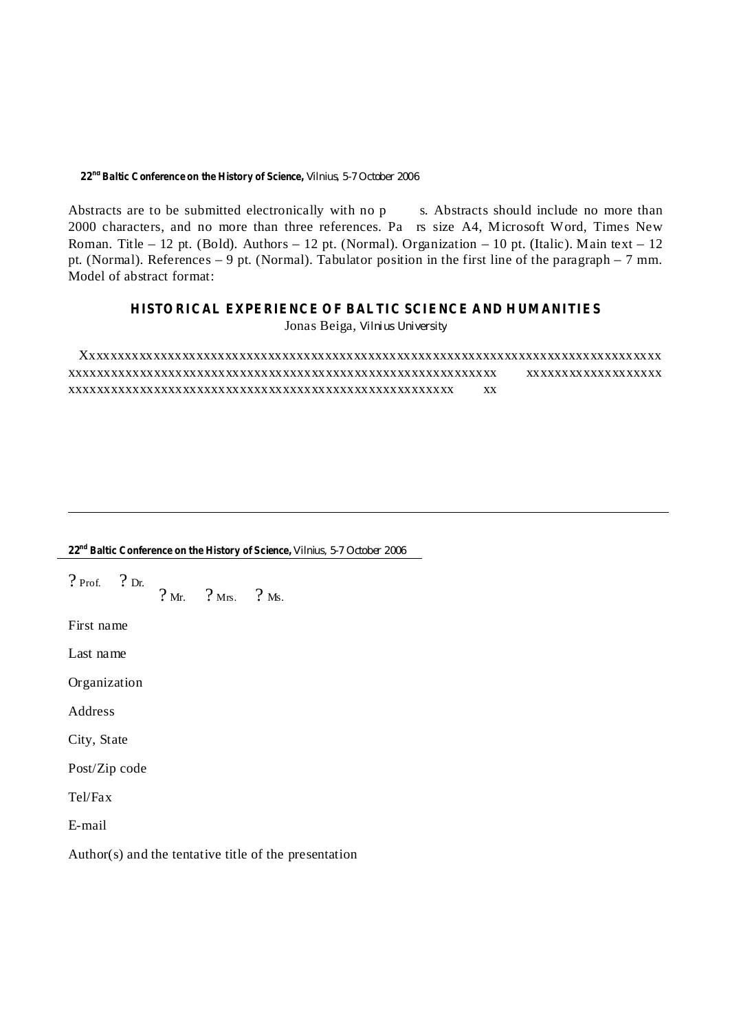**22nd Baltic Conference on the History of Science,** Vilnius, 5-7 October 2006

Abstracts are to be submitted electronically with no p s. Abstracts should include no more than 2000 characters, and no more than three references. Pa rs size A4, Microsoft Word, Times New Roman. Title – 12 pt. (Bold). Authors – 12 pt. (Normal). Organization – 10 pt. (Italic). Main text – 12 pt. (Normal). References – 9 pt. (Normal). Tabulator position in the first line of the paragraph – 7 mm. Model of abstract format:

**HISTORICAL EXPERIENCE OF BALTIC SCIENCE AND HUMANITIES**

Jonas Beiga, *Vilnius University*

Xxxxxxxxxxxxxxxxxxxxxxxxxxxxxxxxxxxxxxxxxxxxxxxxxxxxxxxxxxxxxxxxxxxxxxxxxxxxxxxxx xxxxxxxxxxxxxxxxxxxxxxxxxxxxxxxxxxxxxxxxxxxxxxxxxxxxxxxxxxxx xxxxxxxxxxxxxxxxxxx xxxxxxxxxxxxxxxxxxxxxxxxxxxxxxxxxxxxxxxxxxxxxxxxxxxxxx xx

---

**22nd Baltic Conference on the History of Science,** Vilnius, 5-7 October 2006

? Prof. ? Dr. ? Mr. ? Mrs. ? Ms.

First name

Last name

Organization

Address

City, State

Post/Zip code

Tel/Fax

E-mail

Author(s) and the tentative title of the presentation